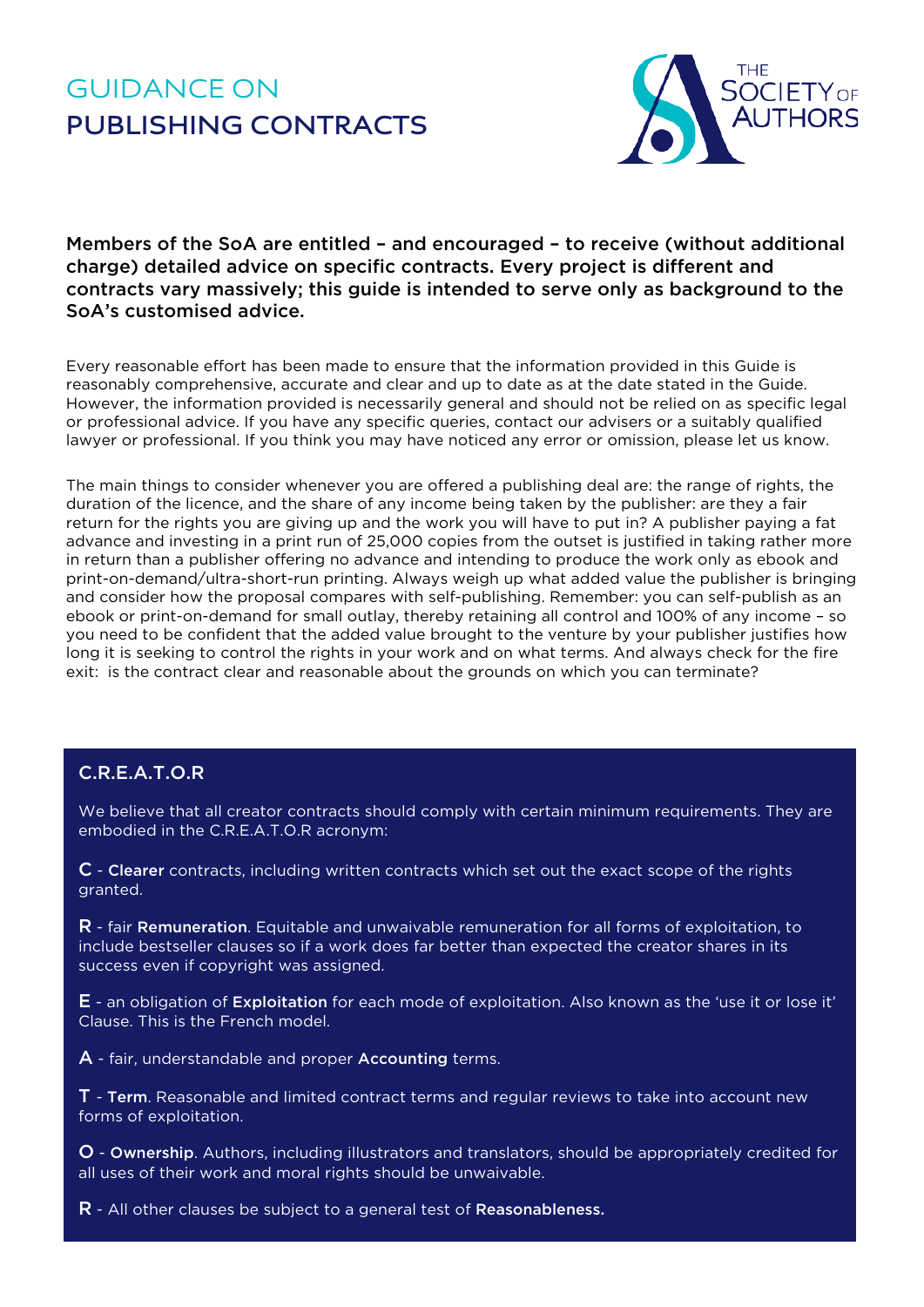# GUIDANCE ON PUBLISHING CONTRACTS

**Members of the SoA are entitled – and encouraged – to receive (without additional charge) detailed advice on specific contracts. Every project is different and contracts vary massively; this guide is intended to serve only as background to the SoA's customised advice.**

Every reasonable effort has been made to ensure that the information provided in this Guide is reasonably comprehensive, accurate and clear and up to date as at the date stated in the Guide. However, the information provided is necessarily general and should not be relied on as specific legal or professional advice. If you have any specific queries, contact our advisers or a suitably qualified lawyer or professional. If you think you may have noticed any error or omission, please let us know.

The main things to consider whenever you are offered a publishing deal are: the range of rights, the duration of the licence, and the share of any income being taken by the publisher: are they a fair return for the rights you are giving up and the work you will have to put in? A publisher paying a fat advance and investing in a print run of 25,000 copies from the outset is justified in taking rather more in return than a publisher offering no advance and intending to produce the work only as ebook and print-on-demand/ultra-short-run printing. Always weigh up what added value the publisher is bringing and consider how the proposal compares with self-publishing. Remember: you can self-publish as an ebook or print-on-demand for small outlay, thereby retaining all control and 100% of any income – so you need to be confident that the added value brought to the venture by your publisher justifies how long it is seeking to control the rights in your work and on what terms. And always check for the fire exit: is the contract clear and reasonable about the grounds on which you can terminate?

## C.R.E.A.T.O.R

We believe that all creator contracts should comply with certain minimum requirements. They are embodied in the C.R.E.A.T.O.R acronym:

**C** - **Clearer** contracts, including written contracts which set out the exact scope of the rights granted.

**R** - fair **Remuneration**. Equitable and unwaivable remuneration for all forms of exploitation, to include bestseller clauses so if a work does far better than expected the creator shares in its success even if copyright was assigned.

**E** - an obligation of **Exploitation** for each mode of exploitation. Also known as the 'use it or lose it' Clause. This is the French model.

**A** - fair, understandable and proper **Accounting** terms.

**T** - **Term**. Reasonable and limited contract terms and regular reviews to take into account new forms of exploitation.

**O** - **Ownership**. Authors, including illustrators and translators, should be appropriately credited for all uses of their work and moral rights should be unwaivable.

**R** - All other clauses be subject to a general test of **Reasonableness.**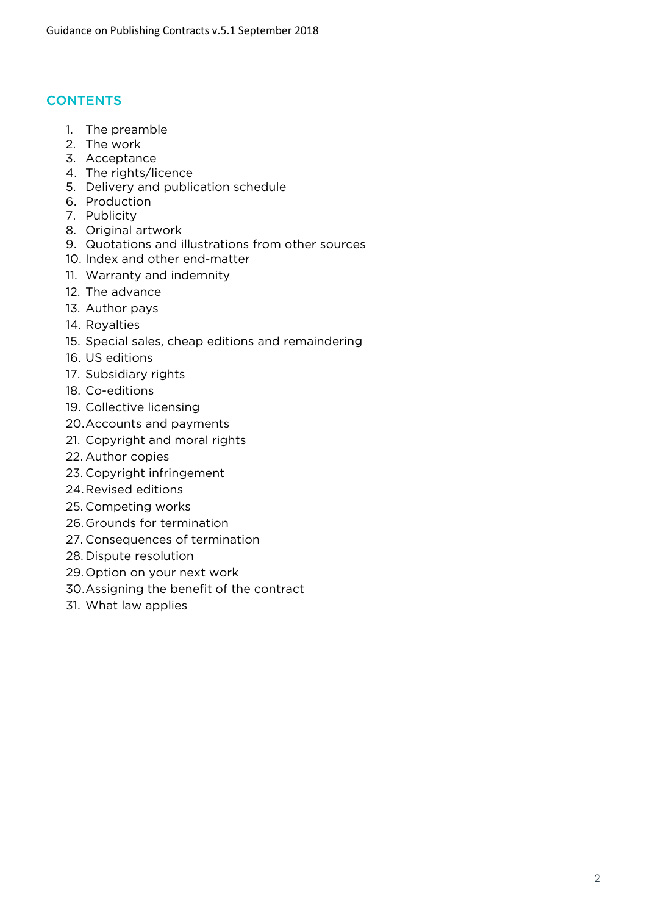## CONTENTS

1. The preamble
2. The work
3. Acceptance
4. The rights/licence
5. Delivery and publication schedule
6. Production
7. Publicity
8. Original artwork
9. Quotations and illustrations from other sources
10. Index and other end-matter
11. Warranty and indemnity
12. The advance
13. Author pays
14. Royalties
15. Special sales, cheap editions and remaindering
16. US editions
17. Subsidiary rights
18. Co-editions
19. Collective licensing
20. Accounts and payments
21. Copyright and moral rights
22. Author copies
23. Copyright infringement
24. Revised editions
25. Competing works
26. Grounds for termination
27. Consequences of termination
28. Dispute resolution
29. Option on your next work
30. Assigning the benefit of the contract
31. What law applies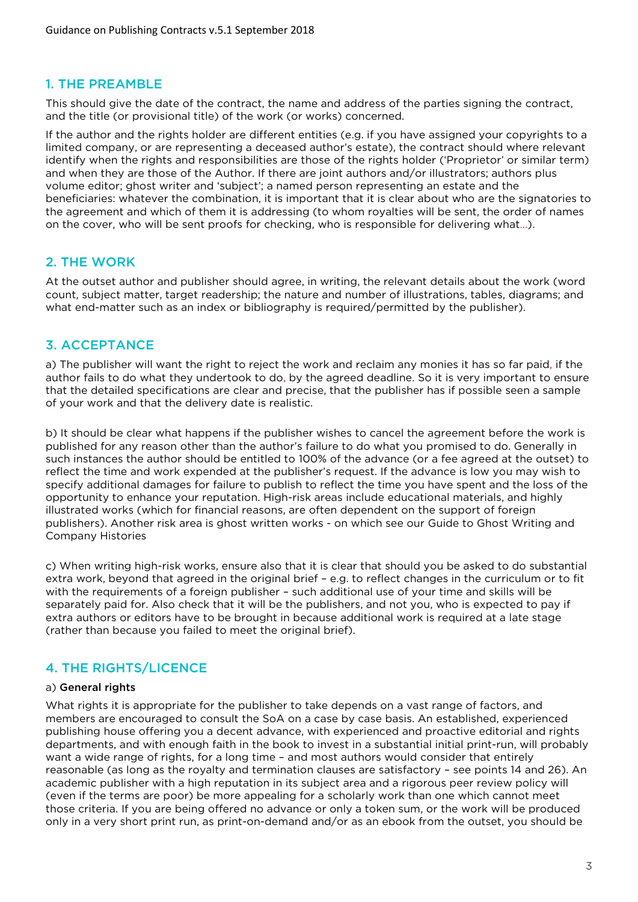## 1. THE PREAMBLE

This should give the date of the contract, the name and address of the parties signing the contract, and the title (or provisional title) of the work (or works) concerned.

If the author and the rights holder are different entities (e.g. if you have assigned your copyrights to a limited company, or are representing a deceased author's estate), the contract should where relevant identify when the rights and responsibilities are those of the rights holder ('Proprietor' or similar term) and when they are those of the Author. If there are joint authors and/or illustrators; authors plus volume editor; ghost writer and 'subject'; a named person representing an estate and the beneficiaries: whatever the combination, it is important that it is clear about who are the signatories to the agreement and which of them it is addressing (to whom royalties will be sent, the order of names on the cover, who will be sent proofs for checking, who is responsible for delivering what…).

## 2. THE WORK

At the outset author and publisher should agree, in writing, the relevant details about the work (word count, subject matter, target readership; the nature and number of illustrations, tables, diagrams; and what end-matter such as an index or bibliography is required/permitted by the publisher).

## 3. ACCEPTANCE

a) The publisher will want the right to reject the work and reclaim any monies it has so far paid, if the author fails to do what they undertook to do, by the agreed deadline. So it is very important to ensure that the detailed specifications are clear and precise, that the publisher has if possible seen a sample of your work and that the delivery date is realistic.

b) It should be clear what happens if the publisher wishes to cancel the agreement before the work is published for any reason other than the author's failure to do what you promised to do. Generally in such instances the author should be entitled to 100% of the advance (or a fee agreed at the outset) to reflect the time and work expended at the publisher's request. If the advance is low you may wish to specify additional damages for failure to publish to reflect the time you have spent and the loss of the opportunity to enhance your reputation. High-risk areas include educational materials, and highly illustrated works (which for financial reasons, are often dependent on the support of foreign publishers). Another risk area is ghost written works - on which see our Guide to Ghost Writing and Company Histories

c) When writing high-risk works, ensure also that it is clear that should you be asked to do substantial extra work, beyond that agreed in the original brief – e.g. to reflect changes in the curriculum or to fit with the requirements of a foreign publisher – such additional use of your time and skills will be separately paid for. Also check that it will be the publishers, and not you, who is expected to pay if extra authors or editors have to be brought in because additional work is required at a late stage (rather than because you failed to meet the original brief).

## 4. THE RIGHTS/LICENCE

a) **General rights**

What rights it is appropriate for the publisher to take depends on a vast range of factors, and members are encouraged to consult the SoA on a case by case basis. An established, experienced publishing house offering you a decent advance, with experienced and proactive editorial and rights departments, and with enough faith in the book to invest in a substantial initial print-run, will probably want a wide range of rights, for a long time – and most authors would consider that entirely reasonable (as long as the royalty and termination clauses are satisfactory – see points 14 and 26). An academic publisher with a high reputation in its subject area and a rigorous peer review policy will (even if the terms are poor) be more appealing for a scholarly work than one which cannot meet those criteria. If you are being offered no advance or only a token sum, or the work will be produced only in a very short print run, as print-on-demand and/or as an ebook from the outset, you should be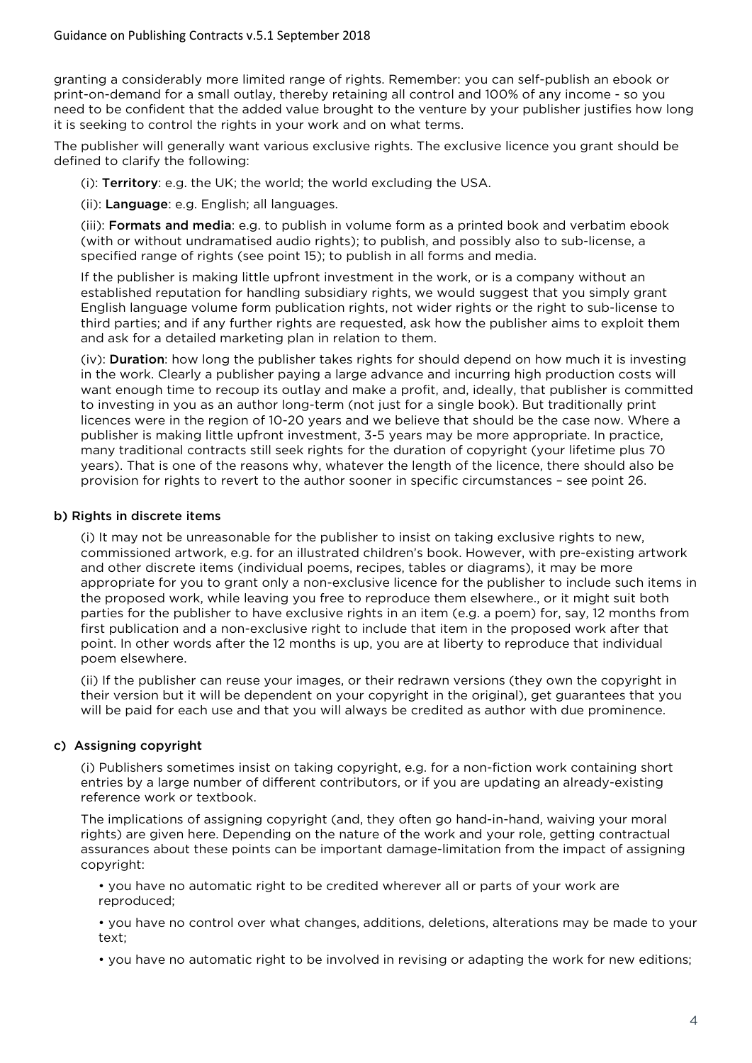granting a considerably more limited range of rights. Remember: you can self-publish an ebook or print-on-demand for a small outlay, thereby retaining all control and 100% of any income - so you need to be confident that the added value brought to the venture by your publisher justifies how long it is seeking to control the rights in your work and on what terms.

The publisher will generally want various exclusive rights. The exclusive licence you grant should be defined to clarify the following:

(i): **Territory**: e.g. the UK; the world; the world excluding the USA.

(ii): **Language**: e.g. English; all languages.

(iii): **Formats and media**: e.g. to publish in volume form as a printed book and verbatim ebook (with or without undramatised audio rights); to publish, and possibly also to sub-license, a specified range of rights (see point 15); to publish in all forms and media.

If the publisher is making little upfront investment in the work, or is a company without an established reputation for handling subsidiary rights, we would suggest that you simply grant English language volume form publication rights, not wider rights or the right to sub-license to third parties; and if any further rights are requested, ask how the publisher aims to exploit them and ask for a detailed marketing plan in relation to them.

(iv): **Duration**: how long the publisher takes rights for should depend on how much it is investing in the work. Clearly a publisher paying a large advance and incurring high production costs will want enough time to recoup its outlay and make a profit, and, ideally, that publisher is committed to investing in you as an author long-term (not just for a single book). But traditionally print licences were in the region of 10-20 years and we believe that should be the case now. Where a publisher is making little upfront investment, 3-5 years may be more appropriate. In practice, many traditional contracts still seek rights for the duration of copyright (your lifetime plus 70 years). That is one of the reasons why, whatever the length of the licence, there should also be provision for rights to revert to the author sooner in specific circumstances – see point 26.

### b) Rights in discrete items

(i) It may not be unreasonable for the publisher to insist on taking exclusive rights to new, commissioned artwork, e.g. for an illustrated children's book. However, with pre-existing artwork and other discrete items (individual poems, recipes, tables or diagrams), it may be more appropriate for you to grant only a non-exclusive licence for the publisher to include such items in the proposed work, while leaving you free to reproduce them elsewhere., or it might suit both parties for the publisher to have exclusive rights in an item (e.g. a poem) for, say, 12 months from first publication and a non-exclusive right to include that item in the proposed work after that point. In other words after the 12 months is up, you are at liberty to reproduce that individual poem elsewhere.

(ii) If the publisher can reuse your images, or their redrawn versions (they own the copyright in their version but it will be dependent on your copyright in the original), get guarantees that you will be paid for each use and that you will always be credited as author with due prominence.

### c) Assigning copyright

(i) Publishers sometimes insist on taking copyright, e.g. for a non-fiction work containing short entries by a large number of different contributors, or if you are updating an already-existing reference work or textbook.

The implications of assigning copyright (and, they often go hand-in-hand, waiving your moral rights) are given here. Depending on the nature of the work and your role, getting contractual assurances about these points can be important damage-limitation from the impact of assigning copyright:

- you have no automatic right to be credited wherever all or parts of your work are reproduced;
- you have no control over what changes, additions, deletions, alterations may be made to your text;
- you have no automatic right to be involved in revising or adapting the work for new editions;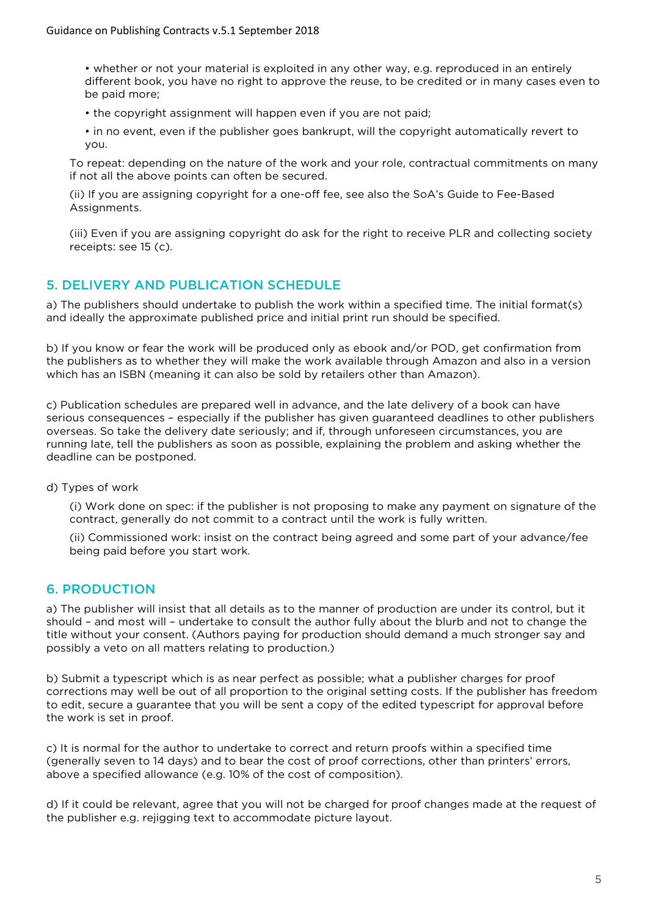• whether or not your material is exploited in any other way, e.g. reproduced in an entirely different book, you have no right to approve the reuse, to be credited or in many cases even to be paid more;

• the copyright assignment will happen even if you are not paid;

• in no event, even if the publisher goes bankrupt, will the copyright automatically revert to you.

To repeat: depending on the nature of the work and your role, contractual commitments on many if not all the above points can often be secured.

(ii) If you are assigning copyright for a one-off fee, see also the SoA's Guide to Fee-Based Assignments.

(iii) Even if you are assigning copyright do ask for the right to receive PLR and collecting society receipts: see 15 (c).

## 5. DELIVERY AND PUBLICATION SCHEDULE

a) The publishers should undertake to publish the work within a specified time. The initial format(s) and ideally the approximate published price and initial print run should be specified.

b) If you know or fear the work will be produced only as ebook and/or POD, get confirmation from the publishers as to whether they will make the work available through Amazon and also in a version which has an ISBN (meaning it can also be sold by retailers other than Amazon).

c) Publication schedules are prepared well in advance, and the late delivery of a book can have serious consequences – especially if the publisher has given guaranteed deadlines to other publishers overseas. So take the delivery date seriously; and if, through unforeseen circumstances, you are running late, tell the publishers as soon as possible, explaining the problem and asking whether the deadline can be postponed.

d) Types of work

(i) Work done on spec: if the publisher is not proposing to make any payment on signature of the contract, generally do not commit to a contract until the work is fully written.

(ii) Commissioned work: insist on the contract being agreed and some part of your advance/fee being paid before you start work.

## 6. PRODUCTION

a) The publisher will insist that all details as to the manner of production are under its control, but it should – and most will – undertake to consult the author fully about the blurb and not to change the title without your consent. (Authors paying for production should demand a much stronger say and possibly a veto on all matters relating to production.)

b) Submit a typescript which is as near perfect as possible; what a publisher charges for proof corrections may well be out of all proportion to the original setting costs. If the publisher has freedom to edit, secure a guarantee that you will be sent a copy of the edited typescript for approval before the work is set in proof.

c) It is normal for the author to undertake to correct and return proofs within a specified time (generally seven to 14 days) and to bear the cost of proof corrections, other than printers' errors, above a specified allowance (e.g. 10% of the cost of composition).

d) If it could be relevant, agree that you will not be charged for proof changes made at the request of the publisher e.g. rejigging text to accommodate picture layout.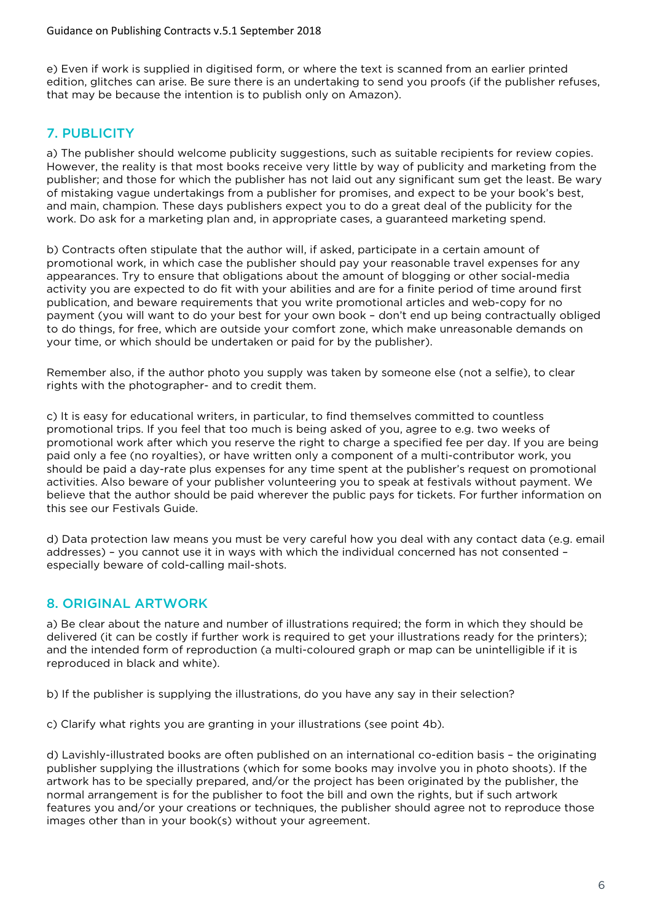e) Even if work is supplied in digitised form, or where the text is scanned from an earlier printed edition, glitches can arise. Be sure there is an undertaking to send you proofs (if the publisher refuses, that may be because the intention is to publish only on Amazon).

## 7. PUBLICITY

a) The publisher should welcome publicity suggestions, such as suitable recipients for review copies. However, the reality is that most books receive very little by way of publicity and marketing from the publisher; and those for which the publisher has not laid out any significant sum get the least. Be wary of mistaking vague undertakings from a publisher for promises, and expect to be your book's best, and main, champion. These days publishers expect you to do a great deal of the publicity for the work. Do ask for a marketing plan and, in appropriate cases, a guaranteed marketing spend.

b) Contracts often stipulate that the author will, if asked, participate in a certain amount of promotional work, in which case the publisher should pay your reasonable travel expenses for any appearances. Try to ensure that obligations about the amount of blogging or other social-media activity you are expected to do fit with your abilities and are for a finite period of time around first publication, and beware requirements that you write promotional articles and web-copy for no payment (you will want to do your best for your own book – don't end up being contractually obliged to do things, for free, which are outside your comfort zone, which make unreasonable demands on your time, or which should be undertaken or paid for by the publisher).

Remember also, if the author photo you supply was taken by someone else (not a selfie), to clear rights with the photographer- and to credit them.

c) It is easy for educational writers, in particular, to find themselves committed to countless promotional trips. If you feel that too much is being asked of you, agree to e.g. two weeks of promotional work after which you reserve the right to charge a specified fee per day. If you are being paid only a fee (no royalties), or have written only a component of a multi-contributor work, you should be paid a day-rate plus expenses for any time spent at the publisher's request on promotional activities. Also beware of your publisher volunteering you to speak at festivals without payment. We believe that the author should be paid wherever the public pays for tickets. For further information on this see our Festivals Guide.

d) Data protection law means you must be very careful how you deal with any contact data (e.g. email addresses) – you cannot use it in ways with which the individual concerned has not consented – especially beware of cold-calling mail-shots.

## 8. ORIGINAL ARTWORK

a) Be clear about the nature and number of illustrations required; the form in which they should be delivered (it can be costly if further work is required to get your illustrations ready for the printers); and the intended form of reproduction (a multi-coloured graph or map can be unintelligible if it is reproduced in black and white).

b) If the publisher is supplying the illustrations, do you have any say in their selection?

c) Clarify what rights you are granting in your illustrations (see point 4b).

d) Lavishly-illustrated books are often published on an international co-edition basis – the originating publisher supplying the illustrations (which for some books may involve you in photo shoots). If the artwork has to be specially prepared, and/or the project has been originated by the publisher, the normal arrangement is for the publisher to foot the bill and own the rights, but if such artwork features you and/or your creations or techniques, the publisher should agree not to reproduce those images other than in your book(s) without your agreement.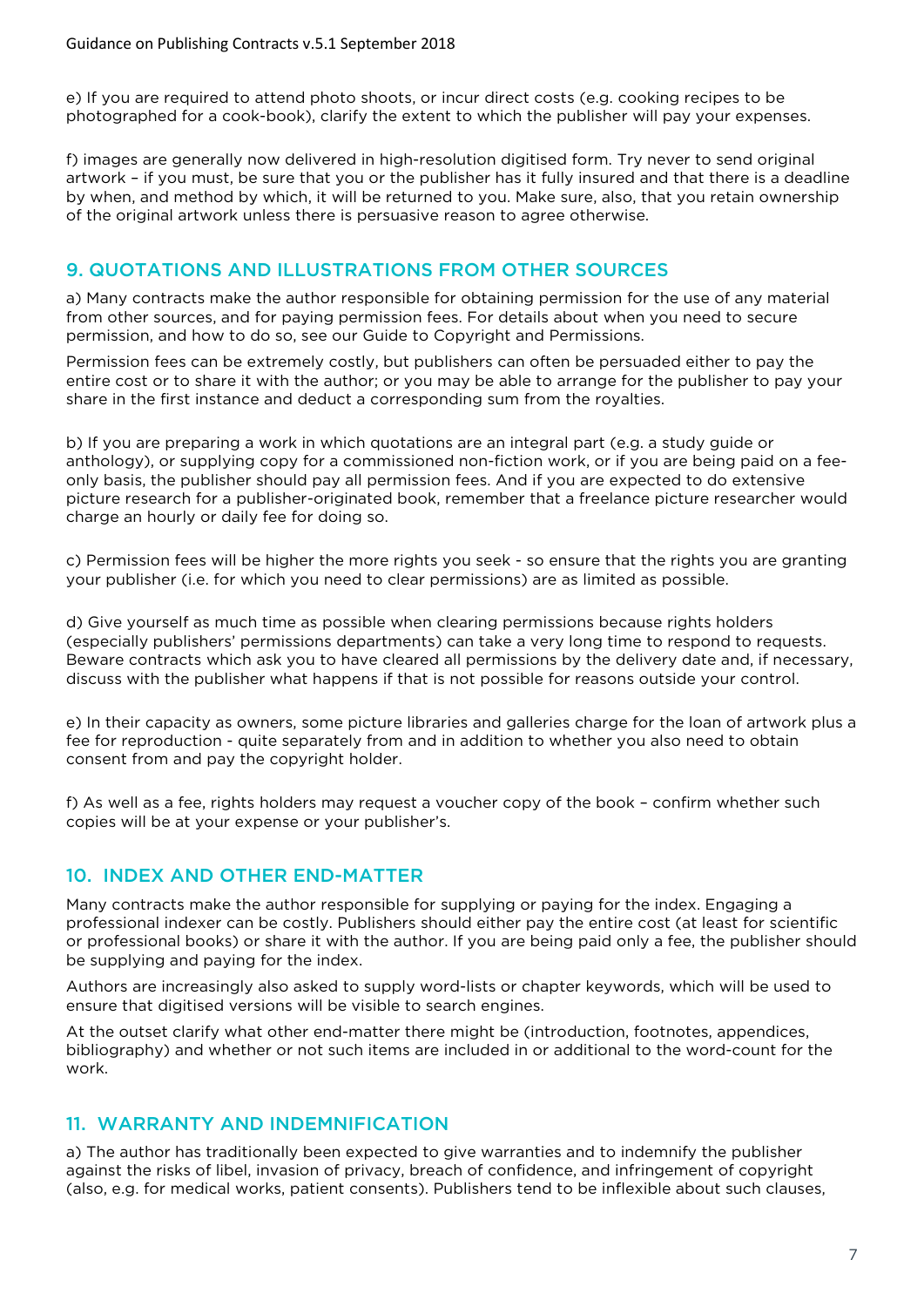e) If you are required to attend photo shoots, or incur direct costs (e.g. cooking recipes to be photographed for a cook-book), clarify the extent to which the publisher will pay your expenses.

f) images are generally now delivered in high-resolution digitised form. Try never to send original artwork – if you must, be sure that you or the publisher has it fully insured and that there is a deadline by when, and method by which, it will be returned to you. Make sure, also, that you retain ownership of the original artwork unless there is persuasive reason to agree otherwise.

## 9. QUOTATIONS AND ILLUSTRATIONS FROM OTHER SOURCES

a) Many contracts make the author responsible for obtaining permission for the use of any material from other sources, and for paying permission fees. For details about when you need to secure permission, and how to do so, see our Guide to Copyright and Permissions.

Permission fees can be extremely costly, but publishers can often be persuaded either to pay the entire cost or to share it with the author; or you may be able to arrange for the publisher to pay your share in the first instance and deduct a corresponding sum from the royalties.

b) If you are preparing a work in which quotations are an integral part (e.g. a study guide or anthology), or supplying copy for a commissioned non-fiction work, or if you are being paid on a fee-only basis, the publisher should pay all permission fees. And if you are expected to do extensive picture research for a publisher-originated book, remember that a freelance picture researcher would charge an hourly or daily fee for doing so.

c) Permission fees will be higher the more rights you seek - so ensure that the rights you are granting your publisher (i.e. for which you need to clear permissions) are as limited as possible.

d) Give yourself as much time as possible when clearing permissions because rights holders (especially publishers' permissions departments) can take a very long time to respond to requests. Beware contracts which ask you to have cleared all permissions by the delivery date and, if necessary, discuss with the publisher what happens if that is not possible for reasons outside your control.

e) In their capacity as owners, some picture libraries and galleries charge for the loan of artwork plus a fee for reproduction - quite separately from and in addition to whether you also need to obtain consent from and pay the copyright holder.

f) As well as a fee, rights holders may request a voucher copy of the book – confirm whether such copies will be at your expense or your publisher's.

## 10. INDEX AND OTHER END-MATTER

Many contracts make the author responsible for supplying or paying for the index. Engaging a professional indexer can be costly. Publishers should either pay the entire cost (at least for scientific or professional books) or share it with the author. If you are being paid only a fee, the publisher should be supplying and paying for the index.

Authors are increasingly also asked to supply word-lists or chapter keywords, which will be used to ensure that digitised versions will be visible to search engines.

At the outset clarify what other end-matter there might be (introduction, footnotes, appendices, bibliography) and whether or not such items are included in or additional to the word-count for the work.

## 11. WARRANTY AND INDEMNIFICATION

a) The author has traditionally been expected to give warranties and to indemnify the publisher against the risks of libel, invasion of privacy, breach of confidence, and infringement of copyright (also, e.g. for medical works, patient consents). Publishers tend to be inflexible about such clauses,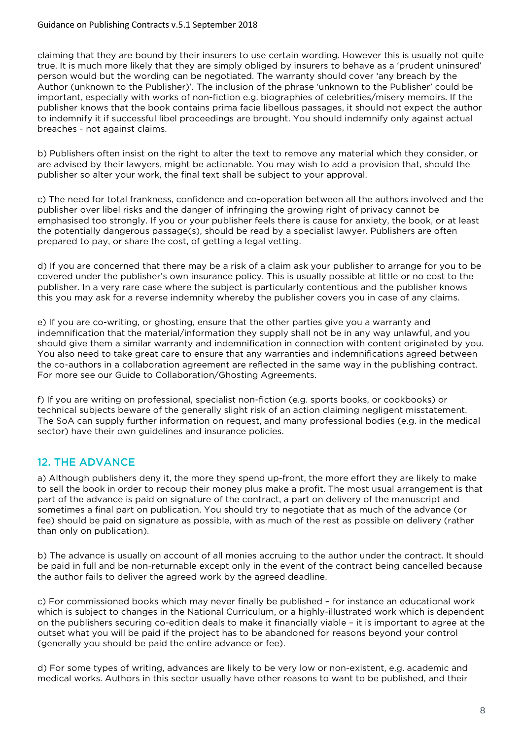claiming that they are bound by their insurers to use certain wording. However this is usually not quite true. It is much more likely that they are simply obliged by insurers to behave as a 'prudent uninsured' person would but the wording can be negotiated. The warranty should cover 'any breach by the Author (unknown to the Publisher)'. The inclusion of the phrase 'unknown to the Publisher' could be important, especially with works of non-fiction e.g. biographies of celebrities/misery memoirs. If the publisher knows that the book contains prima facie libellous passages, it should not expect the author to indemnify it if successful libel proceedings are brought. You should indemnify only against actual breaches - not against claims.

b) Publishers often insist on the right to alter the text to remove any material which they consider, or are advised by their lawyers, might be actionable. You may wish to add a provision that, should the publisher so alter your work, the final text shall be subject to your approval.

c) The need for total frankness, confidence and co-operation between all the authors involved and the publisher over libel risks and the danger of infringing the growing right of privacy cannot be emphasised too strongly. If you or your publisher feels there is cause for anxiety, the book, or at least the potentially dangerous passage(s), should be read by a specialist lawyer. Publishers are often prepared to pay, or share the cost, of getting a legal vetting.

d) If you are concerned that there may be a risk of a claim ask your publisher to arrange for you to be covered under the publisher's own insurance policy. This is usually possible at little or no cost to the publisher. In a very rare case where the subject is particularly contentious and the publisher knows this you may ask for a reverse indemnity whereby the publisher covers you in case of any claims.

e) If you are co-writing, or ghosting, ensure that the other parties give you a warranty and indemnification that the material/information they supply shall not be in any way unlawful, and you should give them a similar warranty and indemnification in connection with content originated by you. You also need to take great care to ensure that any warranties and indemnifications agreed between the co-authors in a collaboration agreement are reflected in the same way in the publishing contract. For more see our Guide to Collaboration/Ghosting Agreements.

f) If you are writing on professional, specialist non-fiction (e.g. sports books, or cookbooks) or technical subjects beware of the generally slight risk of an action claiming negligent misstatement. The SoA can supply further information on request, and many professional bodies (e.g. in the medical sector) have their own guidelines and insurance policies.

## 12. THE ADVANCE

a) Although publishers deny it, the more they spend up-front, the more effort they are likely to make to sell the book in order to recoup their money plus make a profit. The most usual arrangement is that part of the advance is paid on signature of the contract, a part on delivery of the manuscript and sometimes a final part on publication. You should try to negotiate that as much of the advance (or fee) should be paid on signature as possible, with as much of the rest as possible on delivery (rather than only on publication).

b) The advance is usually on account of all monies accruing to the author under the contract. It should be paid in full and be non-returnable except only in the event of the contract being cancelled because the author fails to deliver the agreed work by the agreed deadline.

c) For commissioned books which may never finally be published – for instance an educational work which is subject to changes in the National Curriculum, or a highly-illustrated work which is dependent on the publishers securing co-edition deals to make it financially viable – it is important to agree at the outset what you will be paid if the project has to be abandoned for reasons beyond your control (generally you should be paid the entire advance or fee).

d) For some types of writing, advances are likely to be very low or non-existent, e.g. academic and medical works. Authors in this sector usually have other reasons to want to be published, and their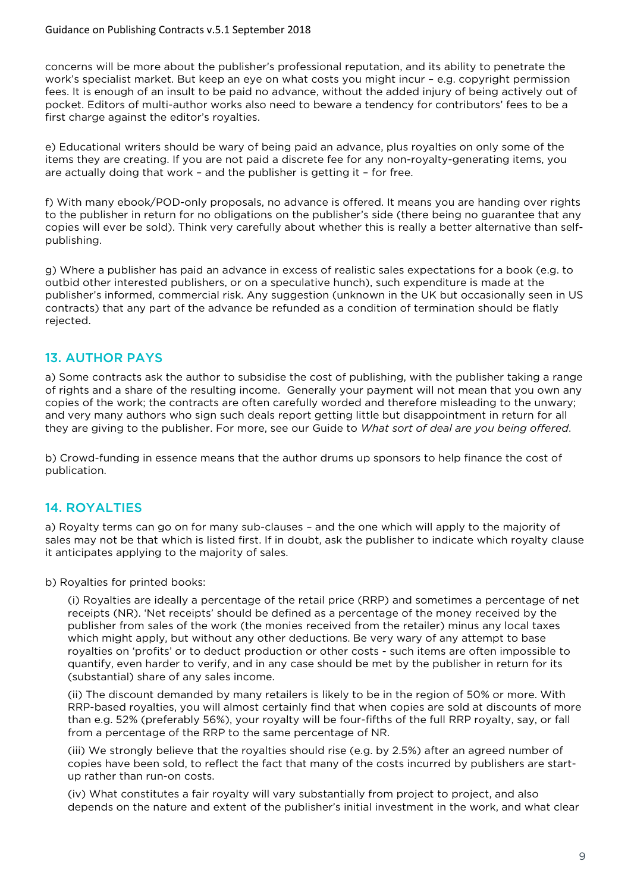concerns will be more about the publisher's professional reputation, and its ability to penetrate the work's specialist market. But keep an eye on what costs you might incur – e.g. copyright permission fees. It is enough of an insult to be paid no advance, without the added injury of being actively out of pocket. Editors of multi-author works also need to beware a tendency for contributors' fees to be a first charge against the editor's royalties.

e) Educational writers should be wary of being paid an advance, plus royalties on only some of the items they are creating. If you are not paid a discrete fee for any non-royalty-generating items, you are actually doing that work – and the publisher is getting it – for free.

f) With many ebook/POD-only proposals, no advance is offered. It means you are handing over rights to the publisher in return for no obligations on the publisher's side (there being no guarantee that any copies will ever be sold). Think very carefully about whether this is really a better alternative than self-publishing.

g) Where a publisher has paid an advance in excess of realistic sales expectations for a book (e.g. to outbid other interested publishers, or on a speculative hunch), such expenditure is made at the publisher's informed, commercial risk. Any suggestion (unknown in the UK but occasionally seen in US contracts) that any part of the advance be refunded as a condition of termination should be flatly rejected.

## 13. AUTHOR PAYS

a) Some contracts ask the author to subsidise the cost of publishing, with the publisher taking a range of rights and a share of the resulting income. Generally your payment will not mean that you own any copies of the work; the contracts are often carefully worded and therefore misleading to the unwary; and very many authors who sign such deals report getting little but disappointment in return for all they are giving to the publisher. For more, see our Guide to *What sort of deal are you being offered*.

b) Crowd-funding in essence means that the author drums up sponsors to help finance the cost of publication.

## 14. ROYALTIES

a) Royalty terms can go on for many sub-clauses – and the one which will apply to the majority of sales may not be that which is listed first. If in doubt, ask the publisher to indicate which royalty clause it anticipates applying to the majority of sales.

b) Royalties for printed books:

(i) Royalties are ideally a percentage of the retail price (RRP) and sometimes a percentage of net receipts (NR). 'Net receipts' should be defined as a percentage of the money received by the publisher from sales of the work (the monies received from the retailer) minus any local taxes which might apply, but without any other deductions. Be very wary of any attempt to base royalties on 'profits' or to deduct production or other costs - such items are often impossible to quantify, even harder to verify, and in any case should be met by the publisher in return for its (substantial) share of any sales income.

(ii) The discount demanded by many retailers is likely to be in the region of 50% or more. With RRP-based royalties, you will almost certainly find that when copies are sold at discounts of more than e.g. 52% (preferably 56%), your royalty will be four-fifths of the full RRP royalty, say, or fall from a percentage of the RRP to the same percentage of NR.

(iii) We strongly believe that the royalties should rise (e.g. by 2.5%) after an agreed number of copies have been sold, to reflect the fact that many of the costs incurred by publishers are start-up rather than run-on costs.

(iv) What constitutes a fair royalty will vary substantially from project to project, and also depends on the nature and extent of the publisher's initial investment in the work, and what clear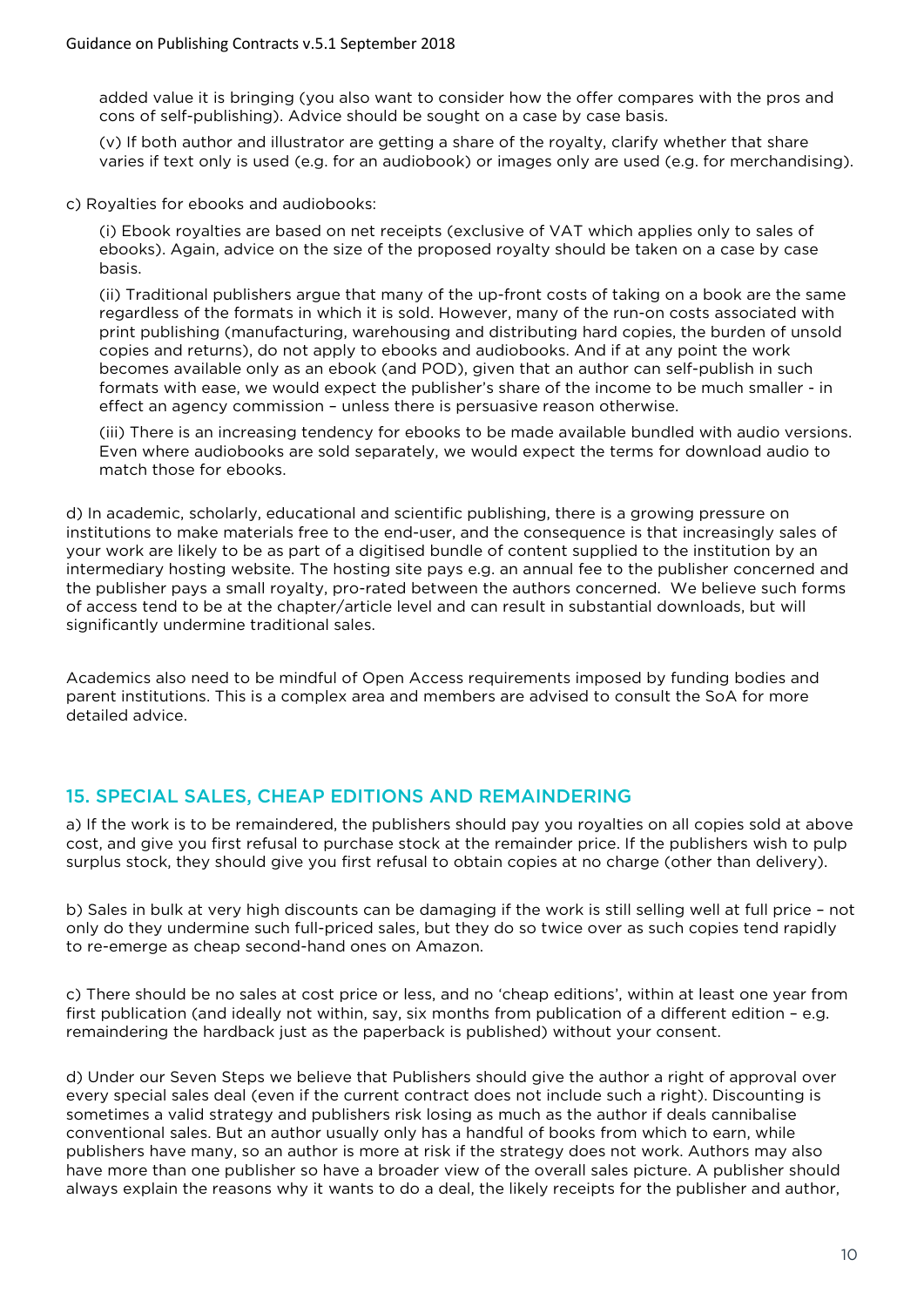added value it is bringing (you also want to consider how the offer compares with the pros and cons of self-publishing). Advice should be sought on a case by case basis.

(v) If both author and illustrator are getting a share of the royalty, clarify whether that share varies if text only is used (e.g. for an audiobook) or images only are used (e.g. for merchandising).

c) Royalties for ebooks and audiobooks:

(i) Ebook royalties are based on net receipts (exclusive of VAT which applies only to sales of ebooks). Again, advice on the size of the proposed royalty should be taken on a case by case basis.

(ii) Traditional publishers argue that many of the up-front costs of taking on a book are the same regardless of the formats in which it is sold. However, many of the run-on costs associated with print publishing (manufacturing, warehousing and distributing hard copies, the burden of unsold copies and returns), do not apply to ebooks and audiobooks. And if at any point the work becomes available only as an ebook (and POD), given that an author can self-publish in such formats with ease, we would expect the publisher's share of the income to be much smaller - in effect an agency commission – unless there is persuasive reason otherwise.

(iii) There is an increasing tendency for ebooks to be made available bundled with audio versions. Even where audiobooks are sold separately, we would expect the terms for download audio to match those for ebooks.

d) In academic, scholarly, educational and scientific publishing, there is a growing pressure on institutions to make materials free to the end-user, and the consequence is that increasingly sales of your work are likely to be as part of a digitised bundle of content supplied to the institution by an intermediary hosting website. The hosting site pays e.g. an annual fee to the publisher concerned and the publisher pays a small royalty, pro-rated between the authors concerned. We believe such forms of access tend to be at the chapter/article level and can result in substantial downloads, but will significantly undermine traditional sales.

Academics also need to be mindful of Open Access requirements imposed by funding bodies and parent institutions. This is a complex area and members are advised to consult the SoA for more detailed advice.

## 15. SPECIAL SALES, CHEAP EDITIONS AND REMAINDERING

a) If the work is to be remaindered, the publishers should pay you royalties on all copies sold at above cost, and give you first refusal to purchase stock at the remainder price. If the publishers wish to pulp surplus stock, they should give you first refusal to obtain copies at no charge (other than delivery).

b) Sales in bulk at very high discounts can be damaging if the work is still selling well at full price – not only do they undermine such full-priced sales, but they do so twice over as such copies tend rapidly to re-emerge as cheap second-hand ones on Amazon.

c) There should be no sales at cost price or less, and no 'cheap editions', within at least one year from first publication (and ideally not within, say, six months from publication of a different edition – e.g. remaindering the hardback just as the paperback is published) without your consent.

d) Under our Seven Steps we believe that Publishers should give the author a right of approval over every special sales deal (even if the current contract does not include such a right). Discounting is sometimes a valid strategy and publishers risk losing as much as the author if deals cannibalise conventional sales. But an author usually only has a handful of books from which to earn, while publishers have many, so an author is more at risk if the strategy does not work. Authors may also have more than one publisher so have a broader view of the overall sales picture. A publisher should always explain the reasons why it wants to do a deal, the likely receipts for the publisher and author,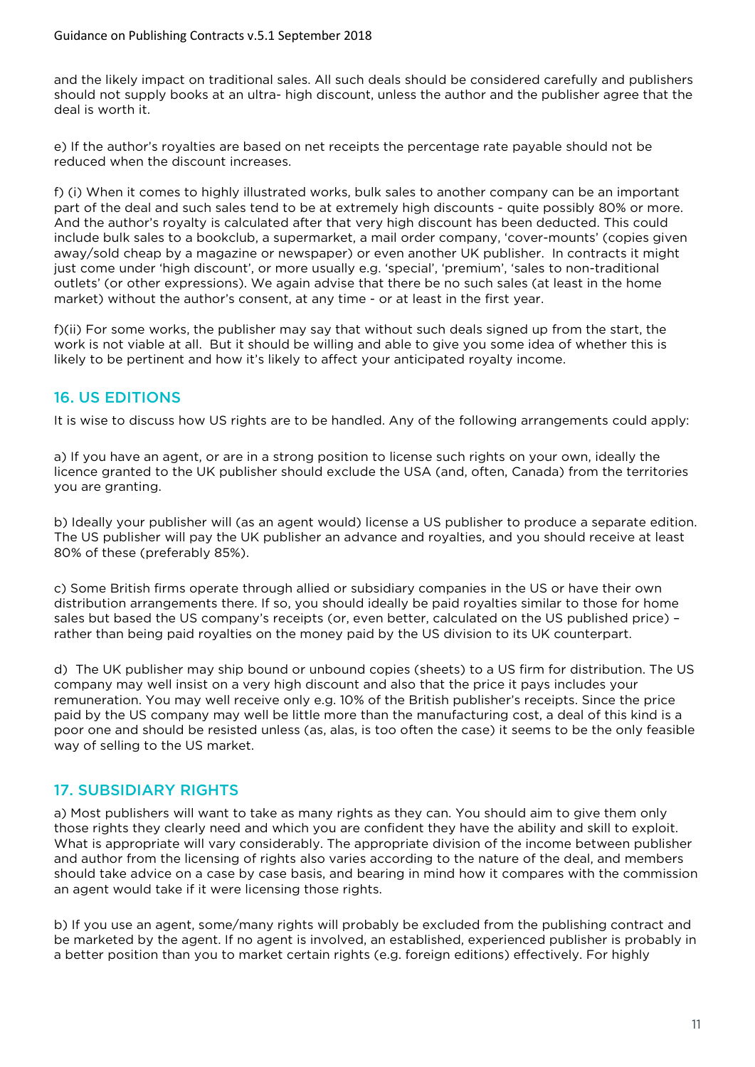and the likely impact on traditional sales. All such deals should be considered carefully and publishers should not supply books at an ultra- high discount, unless the author and the publisher agree that the deal is worth it.

e) If the author's royalties are based on net receipts the percentage rate payable should not be reduced when the discount increases.

f) (i) When it comes to highly illustrated works, bulk sales to another company can be an important part of the deal and such sales tend to be at extremely high discounts - quite possibly 80% or more. And the author's royalty is calculated after that very high discount has been deducted. This could include bulk sales to a bookclub, a supermarket, a mail order company, 'cover-mounts' (copies given away/sold cheap by a magazine or newspaper) or even another UK publisher. In contracts it might just come under 'high discount', or more usually e.g. 'special', 'premium', 'sales to non-traditional outlets' (or other expressions). We again advise that there be no such sales (at least in the home market) without the author's consent, at any time - or at least in the first year.

f)(ii) For some works, the publisher may say that without such deals signed up from the start, the work is not viable at all. But it should be willing and able to give you some idea of whether this is likely to be pertinent and how it's likely to affect your anticipated royalty income.

## 16. US EDITIONS

It is wise to discuss how US rights are to be handled. Any of the following arrangements could apply:

a) If you have an agent, or are in a strong position to license such rights on your own, ideally the licence granted to the UK publisher should exclude the USA (and, often, Canada) from the territories you are granting.

b) Ideally your publisher will (as an agent would) license a US publisher to produce a separate edition. The US publisher will pay the UK publisher an advance and royalties, and you should receive at least 80% of these (preferably 85%).

c) Some British firms operate through allied or subsidiary companies in the US or have their own distribution arrangements there. If so, you should ideally be paid royalties similar to those for home sales but based the US company's receipts (or, even better, calculated on the US published price) – rather than being paid royalties on the money paid by the US division to its UK counterpart.

d) The UK publisher may ship bound or unbound copies (sheets) to a US firm for distribution. The US company may well insist on a very high discount and also that the price it pays includes your remuneration. You may well receive only e.g. 10% of the British publisher's receipts. Since the price paid by the US company may well be little more than the manufacturing cost, a deal of this kind is a poor one and should be resisted unless (as, alas, is too often the case) it seems to be the only feasible way of selling to the US market.

## 17. SUBSIDIARY RIGHTS

a) Most publishers will want to take as many rights as they can. You should aim to give them only those rights they clearly need and which you are confident they have the ability and skill to exploit. What is appropriate will vary considerably. The appropriate division of the income between publisher and author from the licensing of rights also varies according to the nature of the deal, and members should take advice on a case by case basis, and bearing in mind how it compares with the commission an agent would take if it were licensing those rights.

b) If you use an agent, some/many rights will probably be excluded from the publishing contract and be marketed by the agent. If no agent is involved, an established, experienced publisher is probably in a better position than you to market certain rights (e.g. foreign editions) effectively. For highly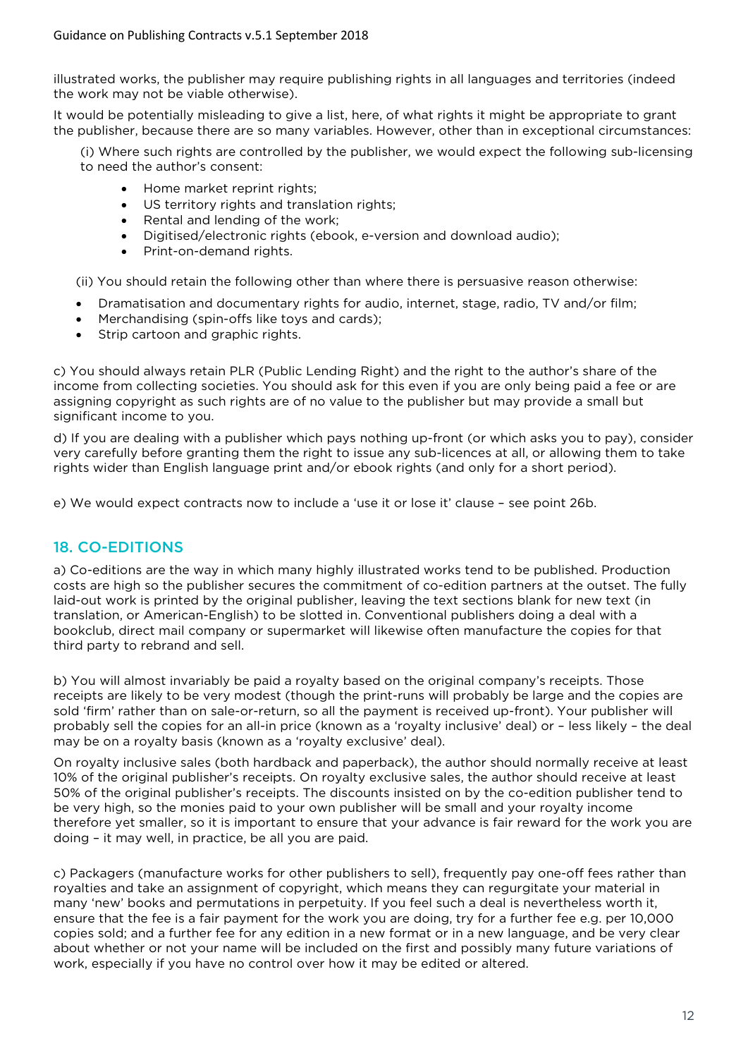illustrated works, the publisher may require publishing rights in all languages and territories (indeed the work may not be viable otherwise).

It would be potentially misleading to give a list, here, of what rights it might be appropriate to grant the publisher, because there are so many variables. However, other than in exceptional circumstances:

(i) Where such rights are controlled by the publisher, we would expect the following sub-licensing to need the author's consent:

- Home market reprint rights;
- US territory rights and translation rights;
- Rental and lending of the work;
- Digitised/electronic rights (ebook, e-version and download audio);
- Print-on-demand rights.

(ii) You should retain the following other than where there is persuasive reason otherwise:

- Dramatisation and documentary rights for audio, internet, stage, radio, TV and/or film;
- Merchandising (spin-offs like toys and cards);
- Strip cartoon and graphic rights.

c) You should always retain PLR (Public Lending Right) and the right to the author's share of the income from collecting societies. You should ask for this even if you are only being paid a fee or are assigning copyright as such rights are of no value to the publisher but may provide a small but significant income to you.

d) If you are dealing with a publisher which pays nothing up-front (or which asks you to pay), consider very carefully before granting them the right to issue any sub-licences at all, or allowing them to take rights wider than English language print and/or ebook rights (and only for a short period).

e) We would expect contracts now to include a 'use it or lose it' clause – see point 26b.

## 18. CO-EDITIONS

a) Co-editions are the way in which many highly illustrated works tend to be published. Production costs are high so the publisher secures the commitment of co-edition partners at the outset. The fully laid-out work is printed by the original publisher, leaving the text sections blank for new text (in translation, or American-English) to be slotted in. Conventional publishers doing a deal with a bookclub, direct mail company or supermarket will likewise often manufacture the copies for that third party to rebrand and sell.

b) You will almost invariably be paid a royalty based on the original company's receipts. Those receipts are likely to be very modest (though the print-runs will probably be large and the copies are sold 'firm' rather than on sale-or-return, so all the payment is received up-front). Your publisher will probably sell the copies for an all-in price (known as a 'royalty inclusive' deal) or – less likely – the deal may be on a royalty basis (known as a 'royalty exclusive' deal).

On royalty inclusive sales (both hardback and paperback), the author should normally receive at least 10% of the original publisher's receipts. On royalty exclusive sales, the author should receive at least 50% of the original publisher's receipts. The discounts insisted on by the co-edition publisher tend to be very high, so the monies paid to your own publisher will be small and your royalty income therefore yet smaller, so it is important to ensure that your advance is fair reward for the work you are doing – it may well, in practice, be all you are paid.

c) Packagers (manufacture works for other publishers to sell), frequently pay one-off fees rather than royalties and take an assignment of copyright, which means they can regurgitate your material in many 'new' books and permutations in perpetuity. If you feel such a deal is nevertheless worth it, ensure that the fee is a fair payment for the work you are doing, try for a further fee e.g. per 10,000 copies sold; and a further fee for any edition in a new format or in a new language, and be very clear about whether or not your name will be included on the first and possibly many future variations of work, especially if you have no control over how it may be edited or altered.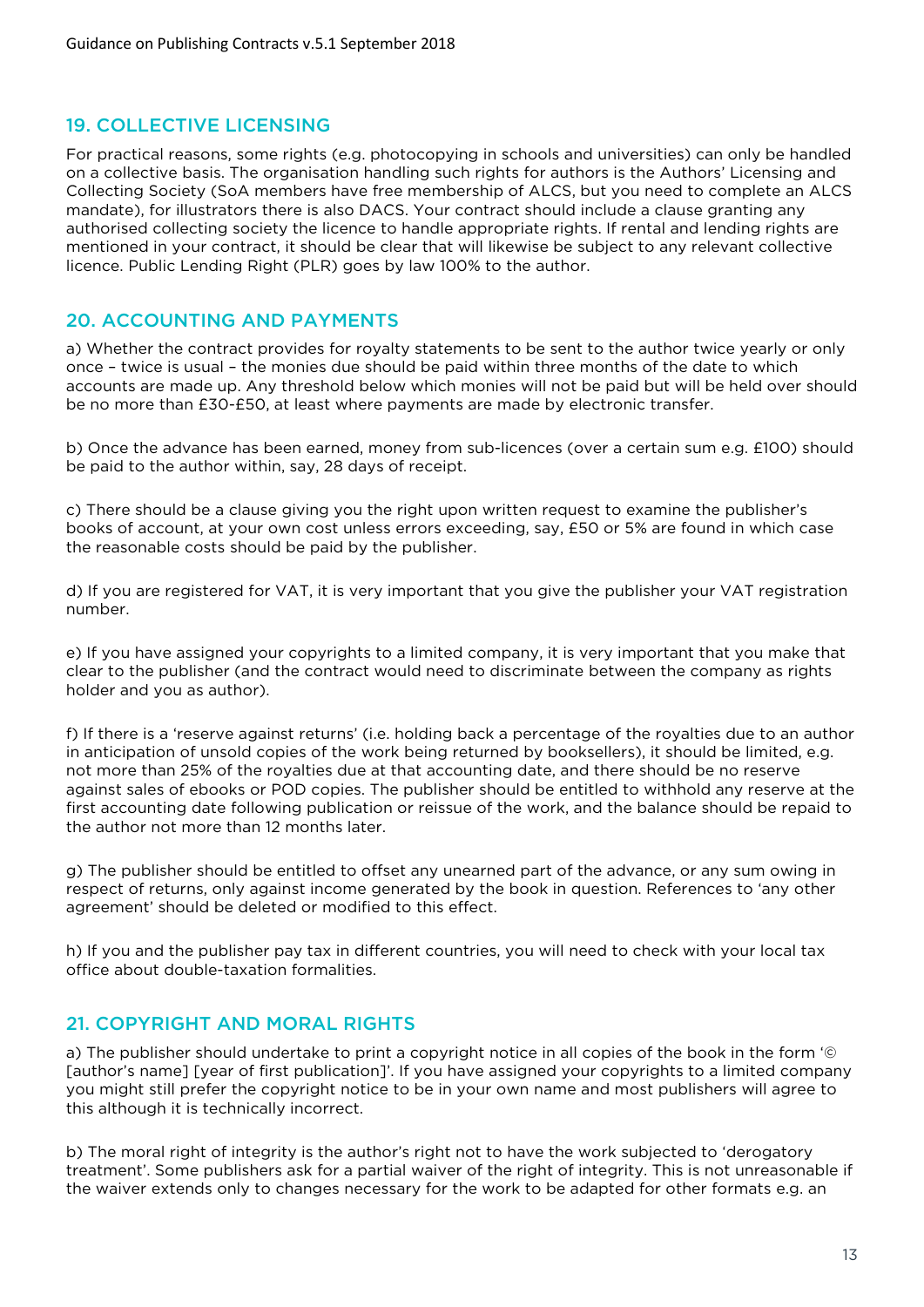## 19. COLLECTIVE LICENSING

For practical reasons, some rights (e.g. photocopying in schools and universities) can only be handled on a collective basis. The organisation handling such rights for authors is the Authors' Licensing and Collecting Society (SoA members have free membership of ALCS, but you need to complete an ALCS mandate), for illustrators there is also DACS. Your contract should include a clause granting any authorised collecting society the licence to handle appropriate rights. If rental and lending rights are mentioned in your contract, it should be clear that will likewise be subject to any relevant collective licence. Public Lending Right (PLR) goes by law 100% to the author.

## 20. ACCOUNTING AND PAYMENTS

a) Whether the contract provides for royalty statements to be sent to the author twice yearly or only once – twice is usual – the monies due should be paid within three months of the date to which accounts are made up. Any threshold below which monies will not be paid but will be held over should be no more than £30-£50, at least where payments are made by electronic transfer.

b) Once the advance has been earned, money from sub-licences (over a certain sum e.g. £100) should be paid to the author within, say, 28 days of receipt.

c) There should be a clause giving you the right upon written request to examine the publisher's books of account, at your own cost unless errors exceeding, say, £50 or 5% are found in which case the reasonable costs should be paid by the publisher.

d) If you are registered for VAT, it is very important that you give the publisher your VAT registration number.

e) If you have assigned your copyrights to a limited company, it is very important that you make that clear to the publisher (and the contract would need to discriminate between the company as rights holder and you as author).

f) If there is a 'reserve against returns' (i.e. holding back a percentage of the royalties due to an author in anticipation of unsold copies of the work being returned by booksellers), it should be limited, e.g. not more than 25% of the royalties due at that accounting date, and there should be no reserve against sales of ebooks or POD copies. The publisher should be entitled to withhold any reserve at the first accounting date following publication or reissue of the work, and the balance should be repaid to the author not more than 12 months later.

g) The publisher should be entitled to offset any unearned part of the advance, or any sum owing in respect of returns, only against income generated by the book in question. References to 'any other agreement' should be deleted or modified to this effect.

h) If you and the publisher pay tax in different countries, you will need to check with your local tax office about double-taxation formalities.

## 21. COPYRIGHT AND MORAL RIGHTS

a) The publisher should undertake to print a copyright notice in all copies of the book in the form '© [author's name] [year of first publication]'. If you have assigned your copyrights to a limited company you might still prefer the copyright notice to be in your own name and most publishers will agree to this although it is technically incorrect.

b) The moral right of integrity is the author's right not to have the work subjected to 'derogatory treatment'. Some publishers ask for a partial waiver of the right of integrity. This is not unreasonable if the waiver extends only to changes necessary for the work to be adapted for other formats e.g. an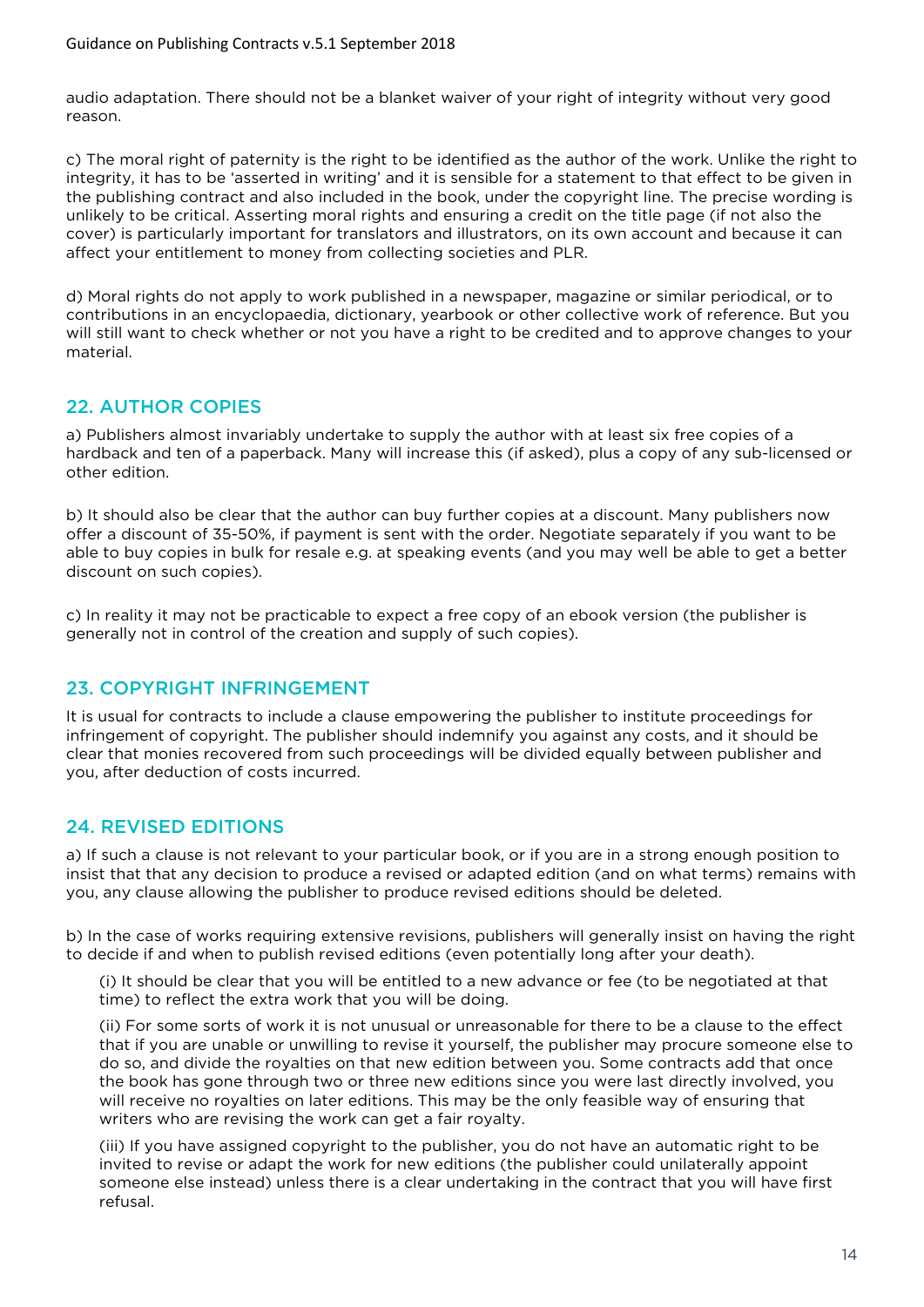audio adaptation. There should not be a blanket waiver of your right of integrity without very good reason.

c) The moral right of paternity is the right to be identified as the author of the work. Unlike the right to integrity, it has to be 'asserted in writing' and it is sensible for a statement to that effect to be given in the publishing contract and also included in the book, under the copyright line. The precise wording is unlikely to be critical. Asserting moral rights and ensuring a credit on the title page (if not also the cover) is particularly important for translators and illustrators, on its own account and because it can affect your entitlement to money from collecting societies and PLR.

d) Moral rights do not apply to work published in a newspaper, magazine or similar periodical, or to contributions in an encyclopaedia, dictionary, yearbook or other collective work of reference. But you will still want to check whether or not you have a right to be credited and to approve changes to your material.

## 22. AUTHOR COPIES

a) Publishers almost invariably undertake to supply the author with at least six free copies of a hardback and ten of a paperback. Many will increase this (if asked), plus a copy of any sub-licensed or other edition.

b) It should also be clear that the author can buy further copies at a discount. Many publishers now offer a discount of 35-50%, if payment is sent with the order. Negotiate separately if you want to be able to buy copies in bulk for resale e.g. at speaking events (and you may well be able to get a better discount on such copies).

c) In reality it may not be practicable to expect a free copy of an ebook version (the publisher is generally not in control of the creation and supply of such copies).

## 23. COPYRIGHT INFRINGEMENT

It is usual for contracts to include a clause empowering the publisher to institute proceedings for infringement of copyright. The publisher should indemnify you against any costs, and it should be clear that monies recovered from such proceedings will be divided equally between publisher and you, after deduction of costs incurred.

## 24. REVISED EDITIONS

a) If such a clause is not relevant to your particular book, or if you are in a strong enough position to insist that that any decision to produce a revised or adapted edition (and on what terms) remains with you, any clause allowing the publisher to produce revised editions should be deleted.

b) In the case of works requiring extensive revisions, publishers will generally insist on having the right to decide if and when to publish revised editions (even potentially long after your death).

(i) It should be clear that you will be entitled to a new advance or fee (to be negotiated at that time) to reflect the extra work that you will be doing.

(ii) For some sorts of work it is not unusual or unreasonable for there to be a clause to the effect that if you are unable or unwilling to revise it yourself, the publisher may procure someone else to do so, and divide the royalties on that new edition between you. Some contracts add that once the book has gone through two or three new editions since you were last directly involved, you will receive no royalties on later editions. This may be the only feasible way of ensuring that writers who are revising the work can get a fair royalty.

(iii) If you have assigned copyright to the publisher, you do not have an automatic right to be invited to revise or adapt the work for new editions (the publisher could unilaterally appoint someone else instead) unless there is a clear undertaking in the contract that you will have first refusal.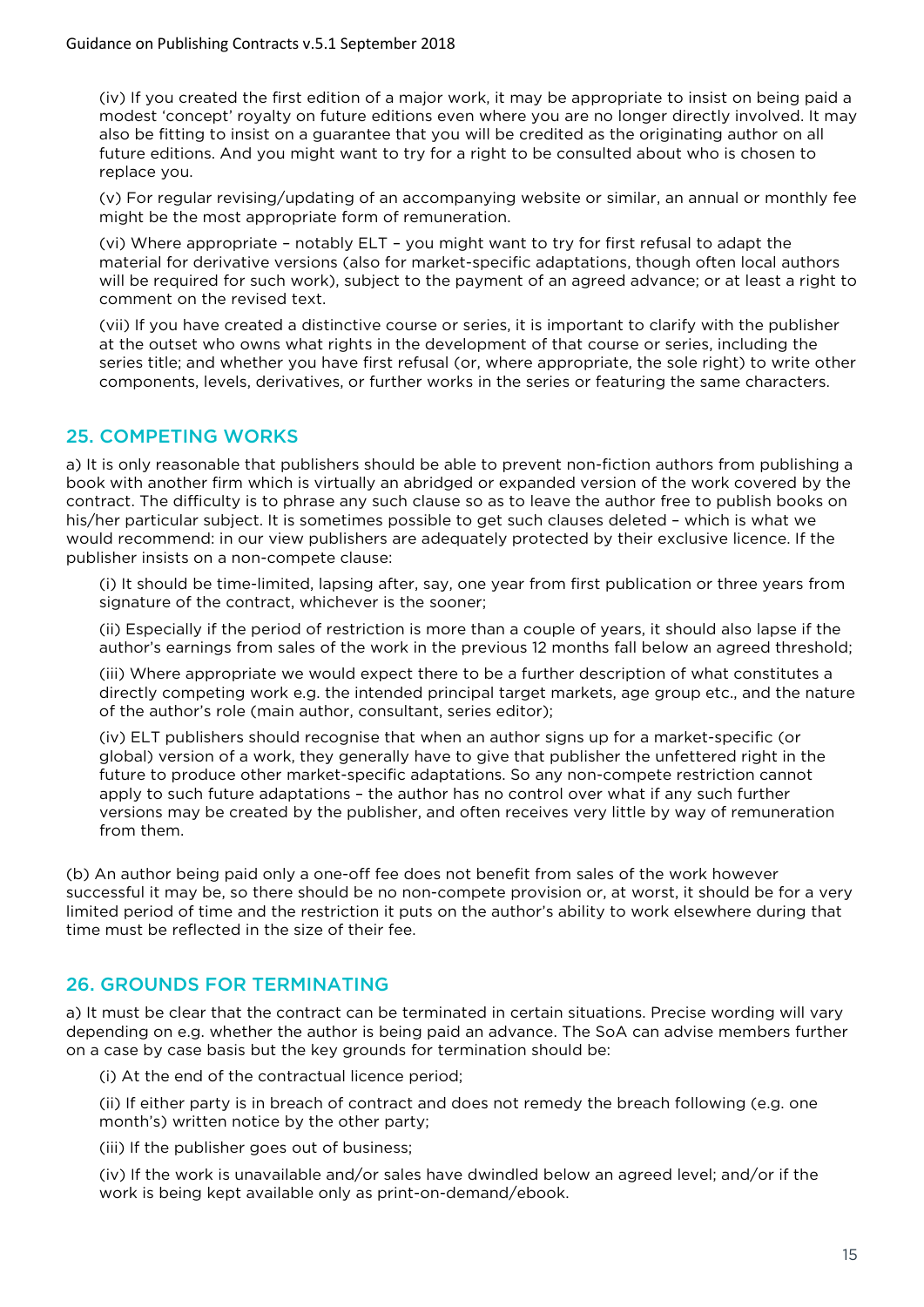(iv) If you created the first edition of a major work, it may be appropriate to insist on being paid a modest 'concept' royalty on future editions even where you are no longer directly involved. It may also be fitting to insist on a guarantee that you will be credited as the originating author on all future editions. And you might want to try for a right to be consulted about who is chosen to replace you.

(v) For regular revising/updating of an accompanying website or similar, an annual or monthly fee might be the most appropriate form of remuneration.

(vi) Where appropriate – notably ELT – you might want to try for first refusal to adapt the material for derivative versions (also for market-specific adaptations, though often local authors will be required for such work), subject to the payment of an agreed advance; or at least a right to comment on the revised text.

(vii) If you have created a distinctive course or series, it is important to clarify with the publisher at the outset who owns what rights in the development of that course or series, including the series title; and whether you have first refusal (or, where appropriate, the sole right) to write other components, levels, derivatives, or further works in the series or featuring the same characters.

## 25. COMPETING WORKS

a) It is only reasonable that publishers should be able to prevent non-fiction authors from publishing a book with another firm which is virtually an abridged or expanded version of the work covered by the contract. The difficulty is to phrase any such clause so as to leave the author free to publish books on his/her particular subject. It is sometimes possible to get such clauses deleted – which is what we would recommend: in our view publishers are adequately protected by their exclusive licence. If the publisher insists on a non-compete clause:

(i) It should be time-limited, lapsing after, say, one year from first publication or three years from signature of the contract, whichever is the sooner;

(ii) Especially if the period of restriction is more than a couple of years, it should also lapse if the author's earnings from sales of the work in the previous 12 months fall below an agreed threshold;

(iii) Where appropriate we would expect there to be a further description of what constitutes a directly competing work e.g. the intended principal target markets, age group etc., and the nature of the author's role (main author, consultant, series editor);

(iv) ELT publishers should recognise that when an author signs up for a market-specific (or global) version of a work, they generally have to give that publisher the unfettered right in the future to produce other market-specific adaptations. So any non-compete restriction cannot apply to such future adaptations – the author has no control over what if any such further versions may be created by the publisher, and often receives very little by way of remuneration from them.

(b) An author being paid only a one-off fee does not benefit from sales of the work however successful it may be, so there should be no non-compete provision or, at worst, it should be for a very limited period of time and the restriction it puts on the author's ability to work elsewhere during that time must be reflected in the size of their fee.

## 26. GROUNDS FOR TERMINATING

a) It must be clear that the contract can be terminated in certain situations. Precise wording will vary depending on e.g. whether the author is being paid an advance. The SoA can advise members further on a case by case basis but the key grounds for termination should be:

(i) At the end of the contractual licence period;

(ii) If either party is in breach of contract and does not remedy the breach following (e.g. one month's) written notice by the other party;

(iii) If the publisher goes out of business;

(iv) If the work is unavailable and/or sales have dwindled below an agreed level; and/or if the work is being kept available only as print-on-demand/ebook.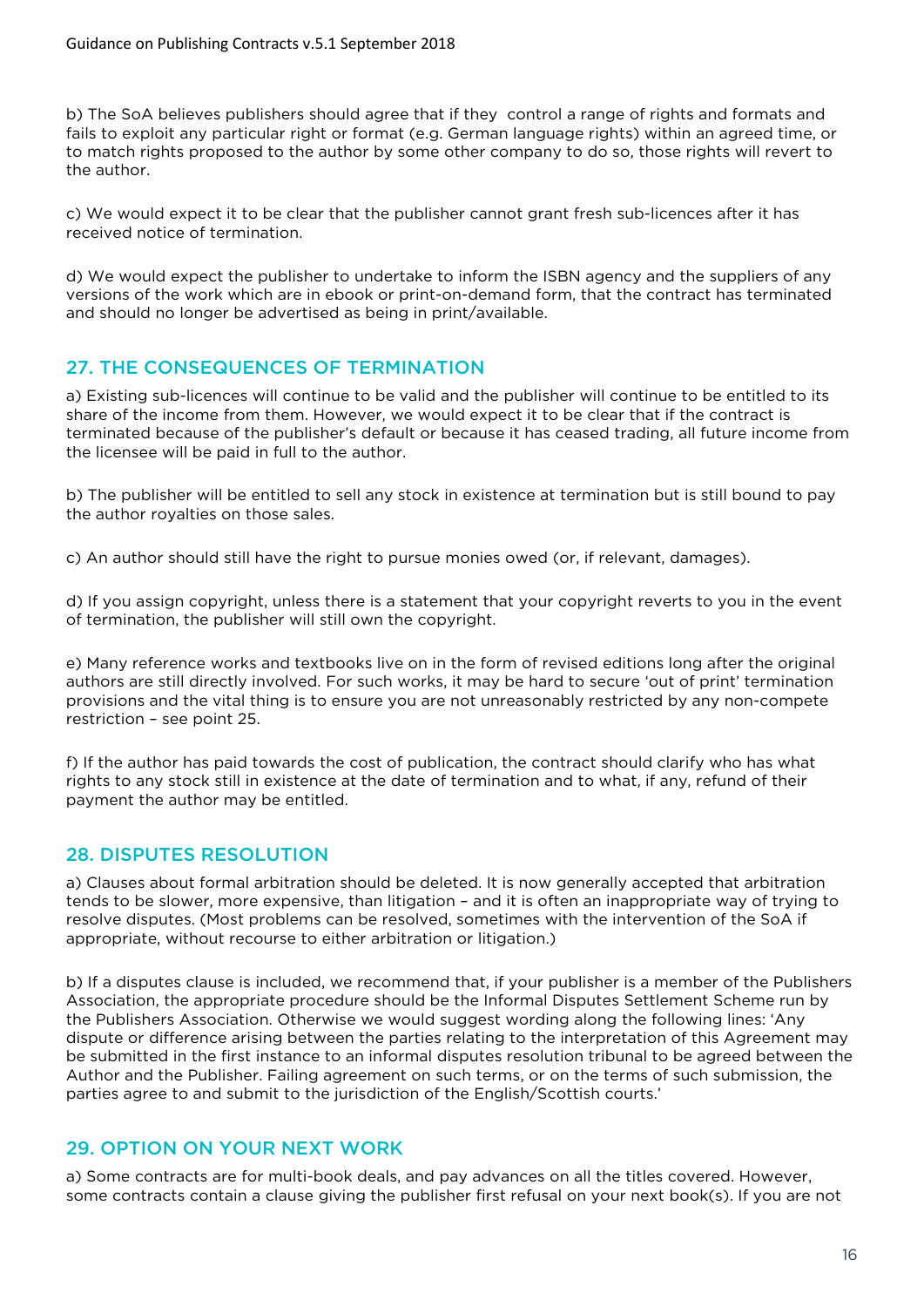b) The SoA believes publishers should agree that if they  control a range of rights and formats and fails to exploit any particular right or format (e.g. German language rights) within an agreed time, or to match rights proposed to the author by some other company to do so, those rights will revert to the author.

c) We would expect it to be clear that the publisher cannot grant fresh sub-licences after it has received notice of termination.

d) We would expect the publisher to undertake to inform the ISBN agency and the suppliers of any versions of the work which are in ebook or print-on-demand form, that the contract has terminated and should no longer be advertised as being in print/available.

## 27. THE CONSEQUENCES OF TERMINATION

a) Existing sub-licences will continue to be valid and the publisher will continue to be entitled to its share of the income from them. However, we would expect it to be clear that if the contract is terminated because of the publisher's default or because it has ceased trading, all future income from the licensee will be paid in full to the author.

b) The publisher will be entitled to sell any stock in existence at termination but is still bound to pay the author royalties on those sales.

c) An author should still have the right to pursue monies owed (or, if relevant, damages).

d) If you assign copyright, unless there is a statement that your copyright reverts to you in the event of termination, the publisher will still own the copyright.

e) Many reference works and textbooks live on in the form of revised editions long after the original authors are still directly involved. For such works, it may be hard to secure 'out of print' termination provisions and the vital thing is to ensure you are not unreasonably restricted by any non-compete restriction – see point 25.

f) If the author has paid towards the cost of publication, the contract should clarify who has what rights to any stock still in existence at the date of termination and to what, if any, refund of their payment the author may be entitled.

## 28. DISPUTES RESOLUTION

a) Clauses about formal arbitration should be deleted. It is now generally accepted that arbitration tends to be slower, more expensive, than litigation – and it is often an inappropriate way of trying to resolve disputes. (Most problems can be resolved, sometimes with the intervention of the SoA if appropriate, without recourse to either arbitration or litigation.)

b) If a disputes clause is included, we recommend that, if your publisher is a member of the Publishers Association, the appropriate procedure should be the Informal Disputes Settlement Scheme run by the Publishers Association. Otherwise we would suggest wording along the following lines: 'Any dispute or difference arising between the parties relating to the interpretation of this Agreement may be submitted in the first instance to an informal disputes resolution tribunal to be agreed between the Author and the Publisher. Failing agreement on such terms, or on the terms of such submission, the parties agree to and submit to the jurisdiction of the English/Scottish courts.'

## 29. OPTION ON YOUR NEXT WORK

a) Some contracts are for multi-book deals, and pay advances on all the titles covered. However, some contracts contain a clause giving the publisher first refusal on your next book(s). If you are not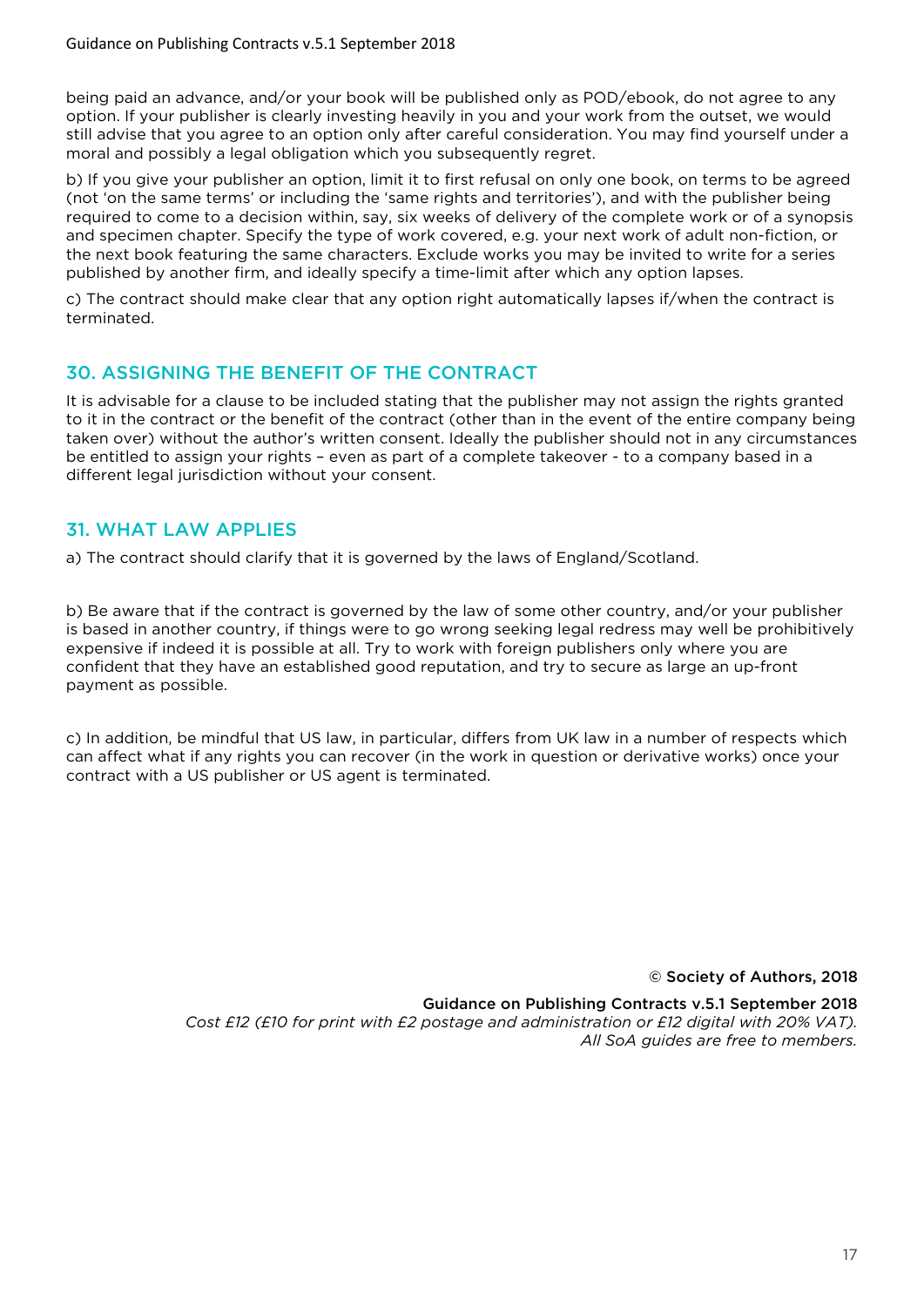being paid an advance, and/or your book will be published only as POD/ebook, do not agree to any option. If your publisher is clearly investing heavily in you and your work from the outset, we would still advise that you agree to an option only after careful consideration. You may find yourself under a moral and possibly a legal obligation which you subsequently regret.

b) If you give your publisher an option, limit it to first refusal on only one book, on terms to be agreed (not 'on the same terms' or including the 'same rights and territories'), and with the publisher being required to come to a decision within, say, six weeks of delivery of the complete work or of a synopsis and specimen chapter. Specify the type of work covered, e.g. your next work of adult non-fiction, or the next book featuring the same characters. Exclude works you may be invited to write for a series published by another firm, and ideally specify a time-limit after which any option lapses.

c) The contract should make clear that any option right automatically lapses if/when the contract is terminated.

## 30. ASSIGNING THE BENEFIT OF THE CONTRACT

It is advisable for a clause to be included stating that the publisher may not assign the rights granted to it in the contract or the benefit of the contract (other than in the event of the entire company being taken over) without the author's written consent. Ideally the publisher should not in any circumstances be entitled to assign your rights – even as part of a complete takeover - to a company based in a different legal jurisdiction without your consent.

## 31. WHAT LAW APPLIES

a) The contract should clarify that it is governed by the laws of England/Scotland.

b) Be aware that if the contract is governed by the law of some other country, and/or your publisher is based in another country, if things were to go wrong seeking legal redress may well be prohibitively expensive if indeed it is possible at all. Try to work with foreign publishers only where you are confident that they have an established good reputation, and try to secure as large an up-front payment as possible.

c) In addition, be mindful that US law, in particular, differs from UK law in a number of respects which can affect what if any rights you can recover (in the work in question or derivative works) once your contract with a US publisher or US agent is terminated.

© Society of Authors, 2018

Guidance on Publishing Contracts v.5.1 September 2018

*Cost £12 (£10 for print with £2 postage and administration or £12 digital with 20% VAT). All SoA guides are free to members.*